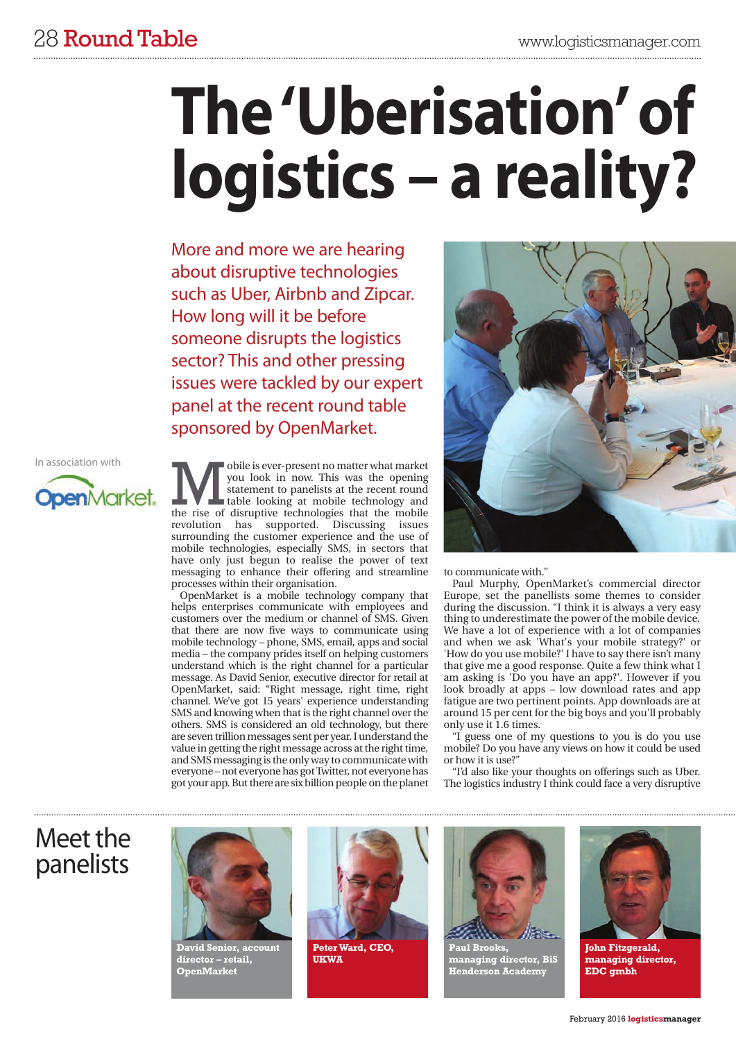# The 'Uberisation' of logistics – a reality?

More and more we are hearing about disruptive technologies such as Uber, Airbnb and Zipcar. How long will it be before someone disrupts the logistics sector? This and other pressing issues were tackled by our expert panel at the recent round table sponsored by OpenMarket.

In association with OpenMarket

Mobile is ever-present no matter what market you look in now. This was the opening statement to panelists at the recent round table looking at mobile technology and the rise of disruptive technologies that the mobile revolution has supported. Discussing issues surrounding the customer experience and the use of mobile technologies, especially SMS, in sectors that have only just begun to realise the power of text messaging to enhance their offering and streamline processes within their organisation.

OpenMarket is a mobile technology company that helps enterprises communicate with employees and customers over the medium or channel of SMS. Given that there are now five ways to communicate using mobile technology – phone, SMS, email, apps and social media – the company prides itself on helping customers understand which is the right channel for a particular message. As David Senior, executive director for retail at OpenMarket, said: "Right message, right time, right channel. We've got 15 years' experience understanding SMS and knowing when that is the right channel over the others. SMS is considered an old technology, but there are seven trillion messages sent per year. I understand the value in getting the right message across at the right time, and SMS messaging is the only way to communicate with everyone – not everyone has got Twitter, not everyone has got your app. But there are six billion people on the planet to communicate with."

Paul Murphy, OpenMarket's commercial director Europe, set the panellists some themes to consider during the discussion. "I think it is always a very easy thing to underestimate the power of the mobile device. We have a lot of experience with a lot of companies and when we ask 'What's your mobile strategy?' or 'How do you use mobile?' I have to say there isn't many that give me a good response. Quite a few think what I am asking is 'Do you have an app?'. However if you look broadly at apps – low download rates and app fatigue are two pertinent points. App downloads are at around 15 per cent for the big boys and you'll probably only use it 1.6 times.

"I guess one of my questions to you is do you use mobile? Do you have any views on how it could be used or how it is use?"

"I'd also like your thoughts on offerings such as Uber. The logistics industry I think could face a very disruptive

## Meet the panelists

David Senior, account director – retail, OpenMarket

Peter Ward, CEO, UKWA

Paul Brooks, managing director, BiS Henderson Academy

John Fitzgerald, managing director, EDC gmbh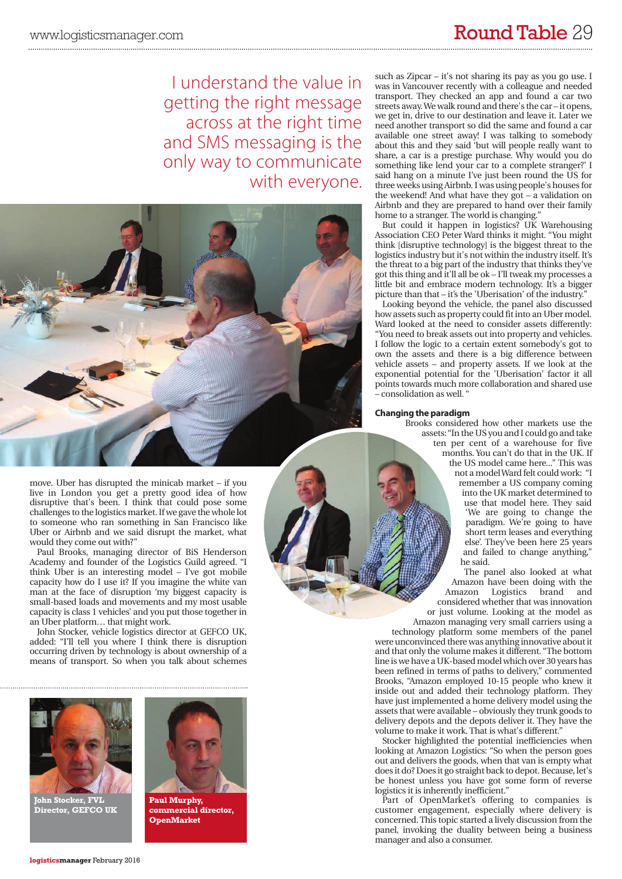I understand the value in getting the right message across at the right time and SMS messaging is the only way to communicate with everyone.

move. Uber has disrupted the minicab market – if you live in London you get a pretty good idea of how disruptive that's been. I think that could pose some challenges to the logistics market. If we gave the whole lot to someone who ran something in San Francisco like Uber or Airbnb and we said disrupt the market, what would they come out with?"

Paul Brooks, managing director of BiS Henderson Academy and founder of the Logistics Guild agreed. "I think Uber is an interesting model – I've got mobile capacity how do I use it? If you imagine the white van man at the face of disruption 'my biggest capacity is small-based loads and movements and my most usable capacity is class 1 vehicles' and you put those together in an Uber platform… that might work.

John Stocker, vehicle logistics director at GEFCO UK, added: "I'll tell you where I think there is disruption occurring driven by technology is about ownership of a means of transport. So when you talk about schemes such as Zipcar – it's not sharing its pay as you go use. I was in Vancouver recently with a colleague and needed transport. They checked an app and found a car two streets away. We walk round and there's the car – it opens, we get in, drive to our destination and leave it. Later we need another transport so did the same and found a car available one street away! I was talking to somebody about this and they said 'but will people really want to share, a car is a prestige purchase. Why would you do something like lend your car to a complete stranger?' I said hang on a minute I've just been round the US for three weeks using Airbnb. I was using people's houses for the weekend! And what have they got – a validation on Airbnb and they are prepared to hand over their family home to a stranger. The world is changing."

But could it happen in logistics? UK Warehousing Association CEO Peter Ward thinks it might. "You might think [disruptive technology] is the biggest threat to the logistics industry but it's not within the industry itself. It's the threat to a big part of the industry that thinks they've got this thing and it'll all be ok – I'll tweak my processes a little bit and embrace modern technology. It's a bigger picture than that – it's the 'Uberisation' of the industry."

Looking beyond the vehicle, the panel also discussed how assets such as property could fit into an Uber model. Ward looked at the need to consider assets differently: "You need to break assets out into property and vehicles. I follow the logic to a certain extent somebody's got to own the assets and there is a big difference between vehicle assets – and property assets. If we look at the exponential potential for the 'Uberisation' factor it all points towards much more collaboration and shared use – consolidation as well. "

### Changing the paradigm

Brooks considered how other markets use the assets: "In the US you and I could go and take ten per cent of a warehouse for five months. You can't do that in the UK. If the US model came here..." This was not a model Ward felt could work: "I remember a US company coming into the UK market determined to use that model here. They said 'We are going to change the paradigm. We're going to have short term leases and everything else'. They've been here 25 years and failed to change anything," he said.

The panel also looked at what Amazon have been doing with the Amazon Logistics brand and considered whether that was innovation or just volume. Looking at the model as Amazon managing very small carriers using a technology platform some members of the panel were unconvinced there was anything innovative about it and that only the volume makes it different. "The bottom line is we have a UK-based model which over 30 years has been refined in terms of paths to delivery," commented Brooks, "Amazon employed 10-15 people who knew it inside out and added their technology platform. They have just implemented a home delivery model using the assets that were available – obviously they trunk goods to delivery depots and the depots deliver it. They have the volume to make it work. That is what's different."

Stocker highlighted the potential inefficiencies when looking at Amazon Logistics: "So when the person goes out and delivers the goods, when that van is empty what does it do? Does it go straight back to depot. Because, let's be honest unless you have got some form of reverse logistics it is inherently inefficient."

Part of OpenMarket's offering to companies is customer engagement, especially where delivery is concerned. This topic started a lively discussion from the panel, invoking the duality between being a business manager and also a consumer.

John Stocker, FVL Director, GEFCO UK

Paul Murphy, commercial director, OpenMarket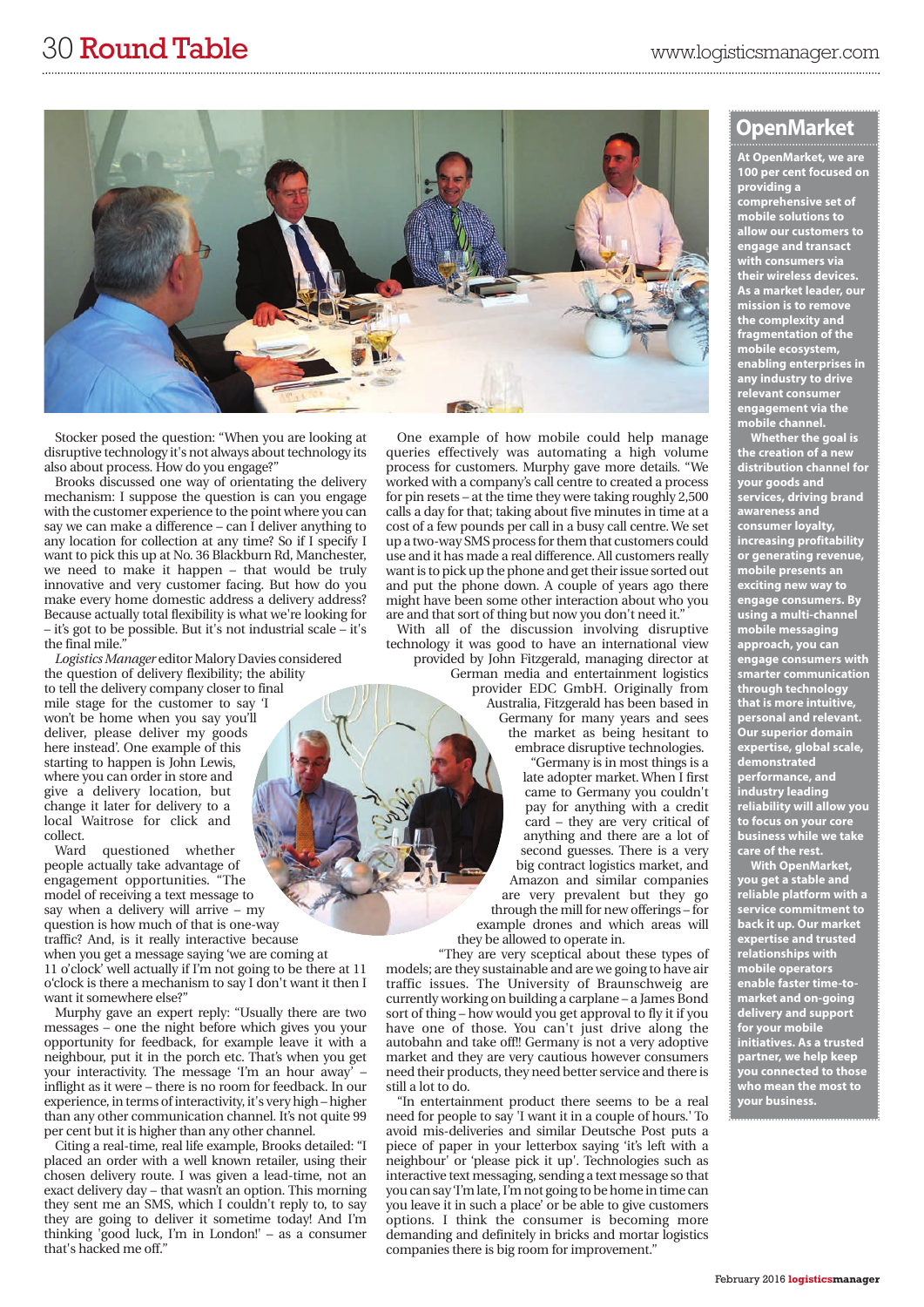Stocker posed the question: "When you are looking at disruptive technology it's not always about technology its also about process. How do you engage?"

Brooks discussed one way of orientating the delivery mechanism: I suppose the question is can you engage with the customer experience to the point where you can say we can make a difference – can I deliver anything to any location for collection at any time? So if I specify I want to pick this up at No. 36 Blackburn Rd, Manchester, we need to make it happen – that would be truly innovative and very customer facing. But how do you make every home domestic address a delivery address? Because actually total flexibility is what we're looking for – it's got to be possible. But it's not industrial scale – it's the final mile."

*Logistics Manager* editor Malory Davies considered the question of delivery flexibility; the ability to tell the delivery company closer to final mile stage for the customer to say 'I won't be home when you say you'll deliver, please deliver my goods here instead'. One example of this starting to happen is John Lewis, where you can order in store and give a delivery location, but change it later for delivery to a local Waitrose for click and collect.

Ward questioned whether people actually take advantage of engagement opportunities. "The model of receiving a text message to say when a delivery will arrive – my question is how much of that is one-way traffic? And, is it really interactive because when you get a message saying 'we are coming at 11 o'clock' well actually if I'm not going to be there at 11 o'clock is there a mechanism to say I don't want it then I want it somewhere else?"

Murphy gave an expert reply: "Usually there are two messages – one the night before which gives you your opportunity for feedback, for example leave it with a neighbour, put it in the porch etc. That's when you get your interactivity. The message 'I'm an hour away' – inflight as it were – there is no room for feedback. In our experience, in terms of interactivity, it's very high – higher than any other communication channel. It's not quite 99 per cent but it is higher than any other channel.

Citing a real-time, real life example, Brooks detailed: "I placed an order with a well known retailer, using their chosen delivery route. I was given a lead-time, not an exact delivery day – that wasn't an option. This morning they sent me an SMS, which I couldn't reply to, to say they are going to deliver it sometime today! And I'm thinking 'good luck, I'm in London!' – as a consumer that's hacked me off."

One example of how mobile could help manage queries effectively was automating a high volume process for customers. Murphy gave more details. "We worked with a company's call centre to created a process for pin resets – at the time they were taking roughly 2,500 calls a day for that; taking about five minutes in time at a cost of a few pounds per call in a busy call centre. We set up a two-way SMS process for them that customers could use and it has made a real difference. All customers really want is to pick up the phone and get their issue sorted out and put the phone down. A couple of years ago there might have been some other interaction about who you are and that sort of thing but now you don't need it."

With all of the discussion involving disruptive technology it was good to have an international view provided by John Fitzgerald, managing director at German media and entertainment logistics provider EDC GmbH. Originally from Australia, Fitzgerald has been based in Germany for many years and sees the market as being hesitant to embrace disruptive technologies.

"Germany is in most things is a late adopter market. When I first came to Germany you couldn't pay for anything with a credit card – they are very critical of anything and there are a lot of second guesses. There is a very big contract logistics market, and Amazon and similar companies are very prevalent but they go through the mill for new offerings – for example drones and which areas will they be allowed to operate in.

"They are very sceptical about these types of models; are they sustainable and are we going to have air traffic issues. The University of Braunschweig are currently working on building a carplane – a James Bond sort of thing – how would you get approval to fly it if you have one of those. You can't just drive along the autobahn and take off!! Germany is not a very adoptive market and they are very cautious however consumers need their products, they need better service and there is still a lot to do.

"In entertainment product there seems to be a real need for people to say 'I want it in a couple of hours.' To avoid mis-deliveries and similar Deutsche Post puts a piece of paper in your letterbox saying 'it's left with a neighbour' or 'please pick it up'. Technologies such as interactive text messaging, sending a text message so that you can say 'I'm late, I'm not going to be home in time can you leave it in such a place' or be able to give customers options. I think the consumer is becoming more demanding and definitely in bricks and mortar logistics companies there is big room for improvement."

## OpenMarket

**At OpenMarket, we are 100 per cent focused on providing a comprehensive set of mobile solutions to allow our customers to engage and transact with consumers via their wireless devices. As a market leader, our mission is to remove the complexity and fragmentation of the mobile ecosystem, enabling enterprises in any industry to drive relevant consumer engagement via the mobile channel.**

**Whether the goal is the creation of a new distribution channel for your goods and services, driving brand awareness and consumer loyalty, increasing profitability or generating revenue, mobile presents an exciting new way to engage consumers. By using a multi-channel mobile messaging approach, you can engage consumers with smarter communication through technology that is more intuitive, personal and relevant. Our superior domain expertise, global scale, demonstrated performance, and industry leading reliability will allow you to focus on your core business while we take care of the rest.**

**With OpenMarket, you get a stable and reliable platform with a service commitment to back it up. Our market expertise and trusted relationships with mobile operators enable faster time-to-market and on-going delivery and support for your mobile initiatives. As a trusted partner, we help keep you connected to those who mean the most to your business.**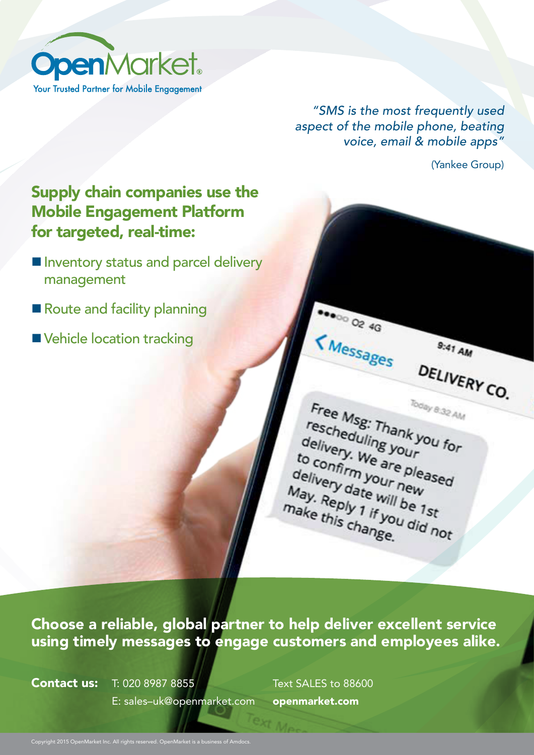OpenMarket®

Your Trusted Partner for Mobile Engagement

*"SMS is the most frequently used aspect of the mobile phone, beating voice, email & mobile apps"*

(Yankee Group)

## Supply chain companies use the Mobile Engagement Platform for targeted, real-time:

- Inventory status and parcel delivery management
- Route and facility planning
- Vehicle location tracking

●●●○○ O2 4G

9:41 AM

< Messages

DELIVERY CO.

Today 8:32 AM

Free Msg: Thank you for rescheduling your delivery. We are pleased to confirm your new delivery date will be 1st May. Reply 1 if you did not make this change.

**Choose a reliable, global partner to help deliver excellent service using timely messages to engage customers and employees alike.**

**Contact us:** T: 020 8987 8855

E: sales–uk@openmarket.com

Text SALES to 88600

**openmarket.com**

Copyright 2015 OpenMarket Inc. All rights reserved. OpenMarket is a business of Amdocs.